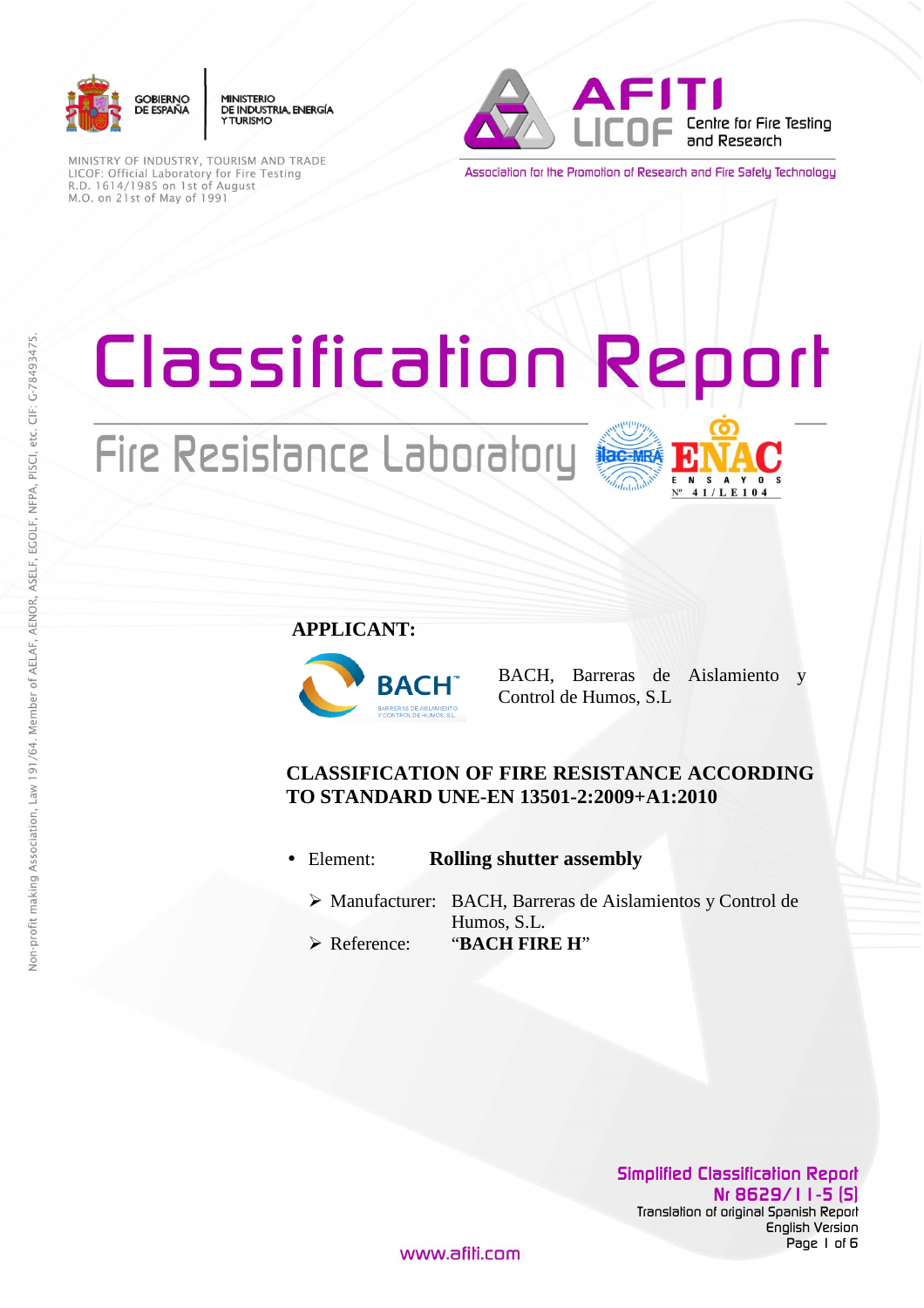GOBIERNO DE ESPAÑA | MINISTERIO DE INDUSTRIA, ENERGÍA Y TURISMO

MINISTRY OF INDUSTRY, TOURISM AND TRADE
LICOF: Official Laboratory for Fire Testing
R.D. 1614/1985 on 1st of August
M.O. on 21st of May of 1991

AFITI LICOF Centre for Fire Testing and Research

Association for the Promotion of Research and Fire Safety Technology

Non-profit making Association, Law 191/64. Member of AELAF, AENOR, ASELF, EGOLF, NFPA, PISCI, etc. CIF: G-78493475.

# Classification Report

## Fire Resistance Laboratory

ENAC ENSAYOS Nº 41/LE104

**APPLICANT:**

BACH, Barreras de Aislamiento y Control de Humos, S.L

**CLASSIFICATION OF FIRE RESISTANCE ACCORDING TO STANDARD UNE-EN 13501-2:2009+A1:2010**

- Element: **Rolling shutter assembly**
  - Manufacturer: BACH, Barreras de Aislamientos y Control de Humos, S.L.
  - Reference: "**BACH FIRE H**"

**Simplified Classification Report**
**Nr 8629/11-5 (S)**
Translation of original Spanish Report
English Version

www.afiti.com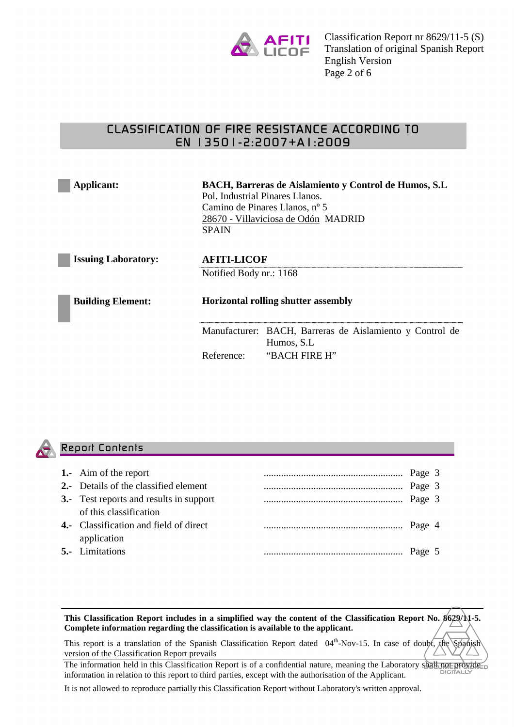# CLASSIFICATION OF FIRE RESISTANCE ACCORDING TO EN 13501-2:2007+A1:2009

**Applicant:**

**BACH, Barreras de Aislamiento y Control de Humos, S.L**
Pol. Industrial Pinares Llanos.
Camino de Pinares Llanos, nº 5
28670 - Villaviciosa de Odón MADRID
SPAIN

**Issuing Laboratory:**

**AFITI-LICOF**
Notified Body nr.: 1168

**Building Element:**

**Horizontal rolling shutter assembly**

Manufacturer: BACH, Barreras de Aislamiento y Control de Humos, S.L
Reference: "BACH FIRE H"

## Report Contents

| | | |
|---|---|---|
| **1.-** | Aim of the report | Page 3 |
| **2.-** | Details of the classified element | Page 3 |
| **3.-** | Test reports and results in support of this classification | Page 3 |
| **4.-** | Classification and field of direct application | Page 4 |
| **5.-** | Limitations | Page 5 |

**This Classification Report includes in a simplified way the content of the Classification Report No. 8629/11-5. Complete information regarding the classification is available to the applicant.**

This report is a translation of the Spanish Classification Report dated 04th-Nov-15. In case of doubt, the Spanish version of the Classification Report prevails

The information held in this Classification Report is of a confidential nature, meaning the Laboratory shall not provide information in relation to this report to third parties, except with the authorisation of the Applicant.

It is not allowed to reproduce partially this Classification Report without Laboratory's written approval.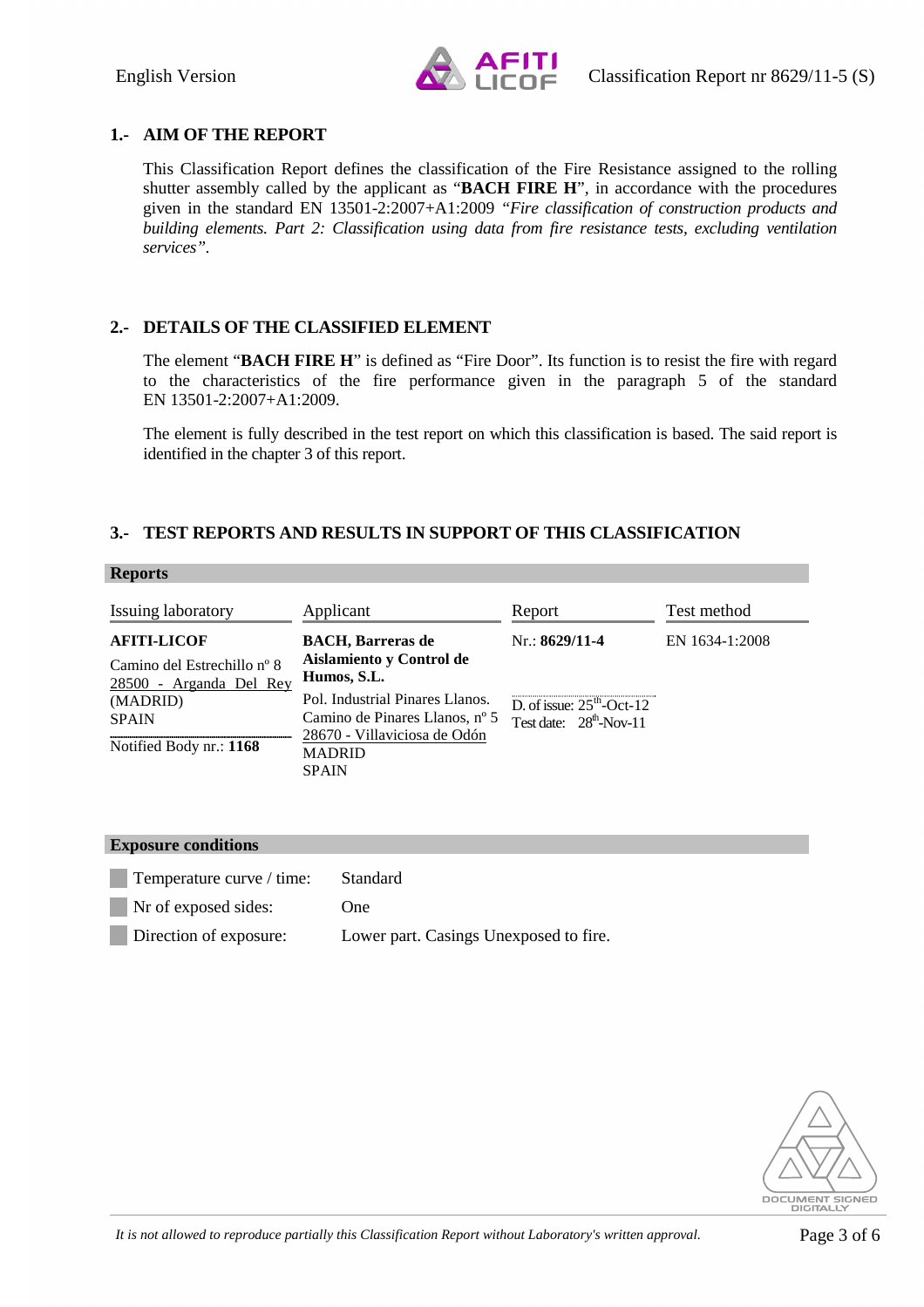## 1.- AIM OF THE REPORT

This Classification Report defines the classification of the Fire Resistance assigned to the rolling shutter assembly called by the applicant as "**BACH FIRE H**", in accordance with the procedures given in the standard EN 13501-2:2007+A1:2009 *"Fire classification of construction products and building elements. Part 2: Classification using data from fire resistance tests, excluding ventilation services"*.

## 2.- DETAILS OF THE CLASSIFIED ELEMENT

The element "**BACH FIRE H**" is defined as "Fire Door". Its function is to resist the fire with regard to the characteristics of the fire performance given in the paragraph 5 of the standard EN 13501-2:2007+A1:2009.

The element is fully described in the test report on which this classification is based. The said report is identified in the chapter 3 of this report.

## 3.- TEST REPORTS AND RESULTS IN SUPPORT OF THIS CLASSIFICATION

**Reports**

| Issuing laboratory | Applicant | Report | Test method |
|---|---|---|---|
| **AFITI-LICOF**<br>Camino del Estrechillo nº 8<br>28500 - Arganda Del Rey (MADRID)<br>SPAIN<br>Notified Body nr.: **1168** | **BACH, Barreras de Aislamiento y Control de Humos, S.L.**<br>Pol. Industrial Pinares Llanos.<br>Camino de Pinares Llanos, nº 5<br>28670 - Villaviciosa de Odón<br>MADRID<br>SPAIN | Nr.: **8629/11-4**<br>D. of issue: 25th-Oct-12<br>Test date: 28th-Nov-11 | EN 1634-1:2008 |

**Exposure conditions**

| | |
|---|---|
| Temperature curve / time: | Standard |
| Nr of exposed sides: | One |
| Direction of exposure: | Lower part. Casings Unexposed to fire. |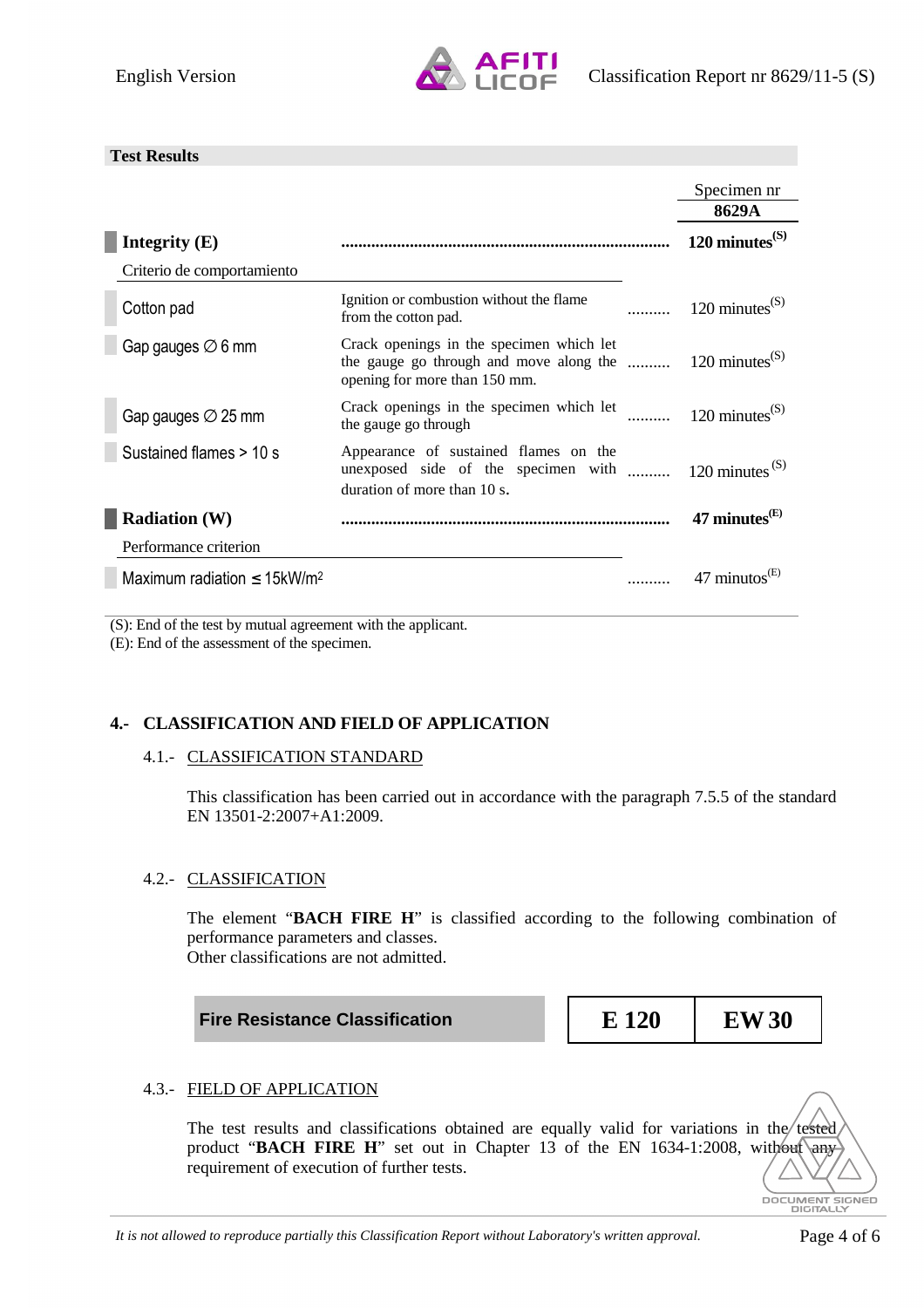## Test Results

| | | | Specimen nr **8629A** |
|---|---|---|---|
| **Integrity (E)** | | ........................................................................... | **120 minutes(S)** |
| Criterio de comportamiento | | | |
| Cotton pad | Ignition or combustion without the flame from the cotton pad. | .......... | 120 minutes(S) |
| Gap gauges ∅ 6 mm | Crack openings in the specimen which let the gauge go through and move along the opening for more than 150 mm. | .......... | 120 minutes(S) |
| Gap gauges ∅ 25 mm | Crack openings in the specimen which let the gauge go through | .......... | 120 minutes(S) |
| Sustained flames > 10 s | Appearance of sustained flames on the unexposed side of the specimen with duration of more than 10 s. | .......... | 120 minutes (S) |
| **Radiation (W)** | | ........................................................................... | **47 minutes(E)** |
| Performance criterion | | | |
| Maximum radiation ≤ 15kW/m² | | .......... | 47 minutos(E) |

(S): End of the test by mutual agreement with the applicant.
(E): End of the assessment of the specimen.

## 4.- CLASSIFICATION AND FIELD OF APPLICATION

### 4.1.- CLASSIFICATION STANDARD

This classification has been carried out in accordance with the paragraph 7.5.5 of the standard EN 13501-2:2007+A1:2009.

### 4.2.- CLASSIFICATION

The element "**BACH FIRE H**" is classified according to the following combination of performance parameters and classes.
Other classifications are not admitted.

| Fire Resistance Classification | E 120 | EW 30 |
|---|---|---|

### 4.3.- FIELD OF APPLICATION

The test results and classifications obtained are equally valid for variations in the tested product "**BACH FIRE H**" set out in Chapter 13 of the EN 1634-1:2008, without any requirement of execution of further tests.

*It is not allowed to reproduce partially this Classification Report without Laboratory's written approval.*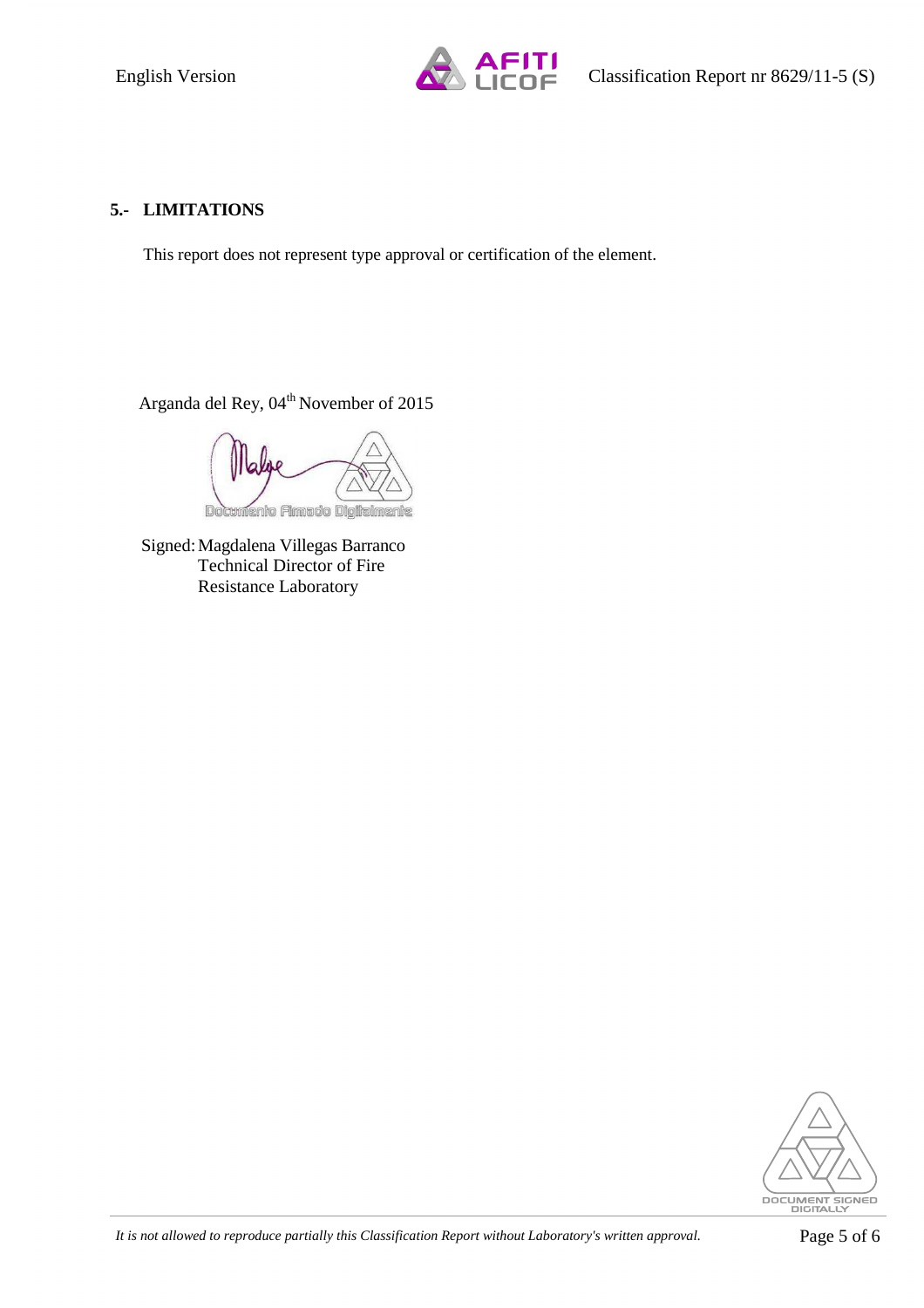## 5.- LIMITATIONS

This report does not represent type approval or certification of the element.

Arganda del Rey, 04th November of 2015

Documento Firmado Digitalmente

Signed: Magdalena Villegas Barranco
Technical Director of Fire
Resistance Laboratory

DOCUMENT SIGNED DIGITALLY

*It is not allowed to reproduce partially this Classification Report without Laboratory's written approval.*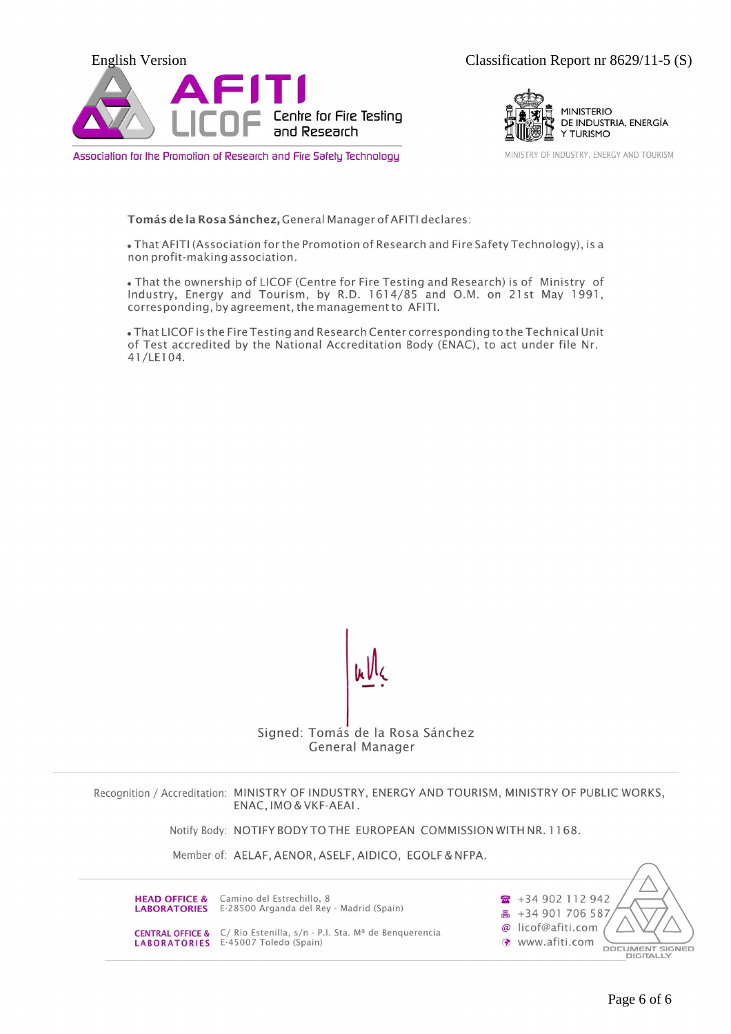**Tomás de la Rosa Sánchez,** General Manager of AFITI declares:

- That AFITI (Association for the Promotion of Research and Fire Safety Technology), is a non profit-making association.
- That the ownership of LICOF (Centre for Fire Testing and Research) is of Ministry of Industry, Energy and Tourism, by R.D. 1614/85 and O.M. on 21st May 1991, corresponding, by agreement, the management to AFITI.
- That LICOF is the Fire Testing and Research Center corresponding to the Technical Unit of Test accredited by the National Accreditation Body (ENAC), to act under file Nr. 41/LE104.

Signed: Tomás de la Rosa Sánchez
General Manager

Recognition / Accreditation: MINISTRY OF INDUSTRY, ENERGY AND TOURISM, MINISTRY OF PUBLIC WORKS, ENAC, IMO & VKF-AEAI.

Notify Body: NOTIFY BODY TO THE EUROPEAN COMMISSION WITH NR. 1168.

Member of: AELAF, AENOR, ASELF, AIDICO, EGOLF & NFPA.

**HEAD OFFICE & LABORATORIES** Camino del Estrechillo, 8 E-28500 Arganda del Rey - Madrid (Spain)

**CENTRAL OFFICE & LABORATORIES** C/ Río Estenilla, s/n - P.I. Sta. Mª de Benquerencia E-45007 Toledo (Spain)

☎ +34 902 112 942
🖷 +34 901 706 587
@ licof@afiti.com
www.afiti.com

DOCUMENT SIGNED DIGITALLY